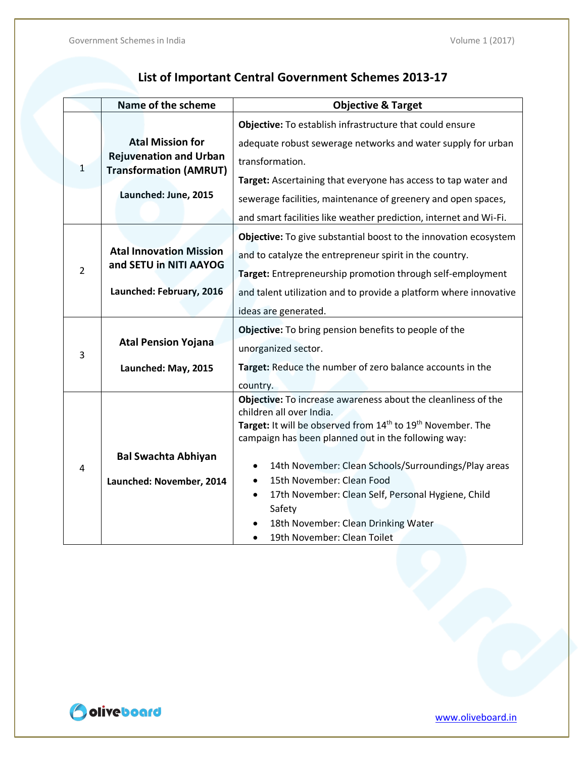# List of Important Central Government Schemes 2013-17

| | Name of the scheme | Objective & Target |
|---|---|---|
| 1 | **Atal Mission for Rejuvenation and Urban Transformation (AMRUT)**<br><br>**Launched: June, 2015** | **Objective:** To establish infrastructure that could ensure adequate robust sewerage networks and water supply for urban transformation.<br>**Target:** Ascertaining that everyone has access to tap water and sewerage facilities, maintenance of greenery and open spaces, and smart facilities like weather prediction, internet and Wi-Fi. |
| 2 | **Atal Innovation Mission and SETU in NITI AAYOG**<br><br>**Launched: February, 2016** | **Objective:** To give substantial boost to the innovation ecosystem and to catalyze the entrepreneur spirit in the country.<br>**Target:** Entrepreneurship promotion through self-employment and talent utilization and to provide a platform where innovative ideas are generated. |
| 3 | **Atal Pension Yojana**<br><br>**Launched: May, 2015** | **Objective:** To bring pension benefits to people of the unorganized sector.<br>**Target:** Reduce the number of zero balance accounts in the country. |
| 4 | **Bal Swachta Abhiyan**<br><br>**Launched: November, 2014** | **Objective:** To increase awareness about the cleanliness of the children all over India.<br>**Target:** It will be observed from 14th to 19th November. The campaign has been planned out in the following way:<br>• 14th November: Clean Schools/Surroundings/Play areas<br>• 15th November: Clean Food<br>• 17th November: Clean Self, Personal Hygiene, Child Safety<br>• 18th November: Clean Drinking Water<br>• 19th November: Clean Toilet |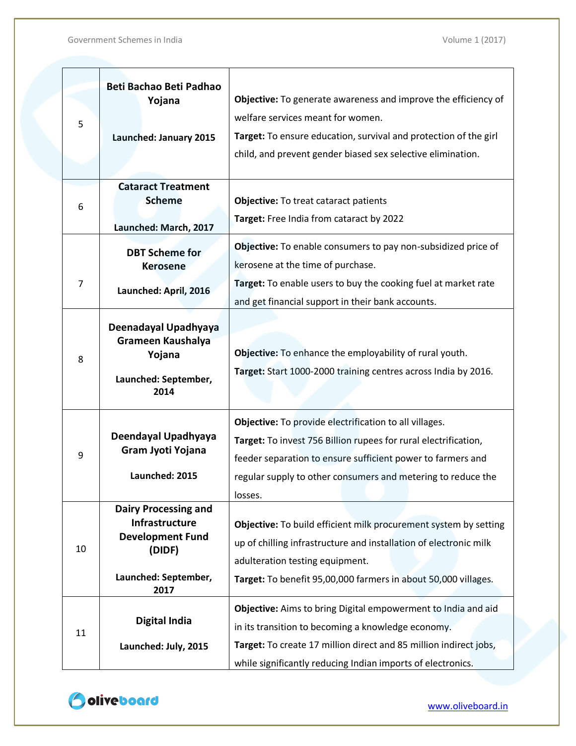| 5 | **Beti Bachao Beti Padhao Yojana**<br><br>**Launched: January 2015** | **Objective:** To generate awareness and improve the efficiency of welfare services meant for women.<br>**Target:** To ensure education, survival and protection of the girl child, and prevent gender biased sex selective elimination. |
|---|---|---|
| 6 | **Cataract Treatment Scheme**<br><br>**Launched: March, 2017** | **Objective:** To treat cataract patients<br>**Target:** Free India from cataract by 2022 |
| 7 | **DBT Scheme for Kerosene**<br><br>**Launched: April, 2016** | **Objective:** To enable consumers to pay non-subsidized price of kerosene at the time of purchase.<br>**Target:** To enable users to buy the cooking fuel at market rate and get financial support in their bank accounts. |
| 8 | **Deenadayal Upadhyaya Grameen Kaushalya Yojana**<br><br>**Launched: September, 2014** | **Objective:** To enhance the employability of rural youth.<br>**Target:** Start 1000-2000 training centres across India by 2016. |
| 9 | **Deendayal Upadhyaya Gram Jyoti Yojana**<br><br>**Launched: 2015** | **Objective:** To provide electrification to all villages.<br>**Target:** To invest 756 Billion rupees for rural electrification, feeder separation to ensure sufficient power to farmers and regular supply to other consumers and metering to reduce the losses. |
| 10 | **Dairy Processing and Infrastructure Development Fund (DIDF)**<br><br>**Launched: September, 2017** | **Objective:** To build efficient milk procurement system by setting up of chilling infrastructure and installation of electronic milk adulteration testing equipment.<br>**Target:** To benefit 95,00,000 farmers in about 50,000 villages. |
| 11 | **Digital India**<br><br>**Launched: July, 2015** | **Objective:** Aims to bring Digital empowerment to India and aid in its transition to becoming a knowledge economy.<br>**Target:** To create 17 million direct and 85 million indirect jobs, while significantly reducing Indian imports of electronics. |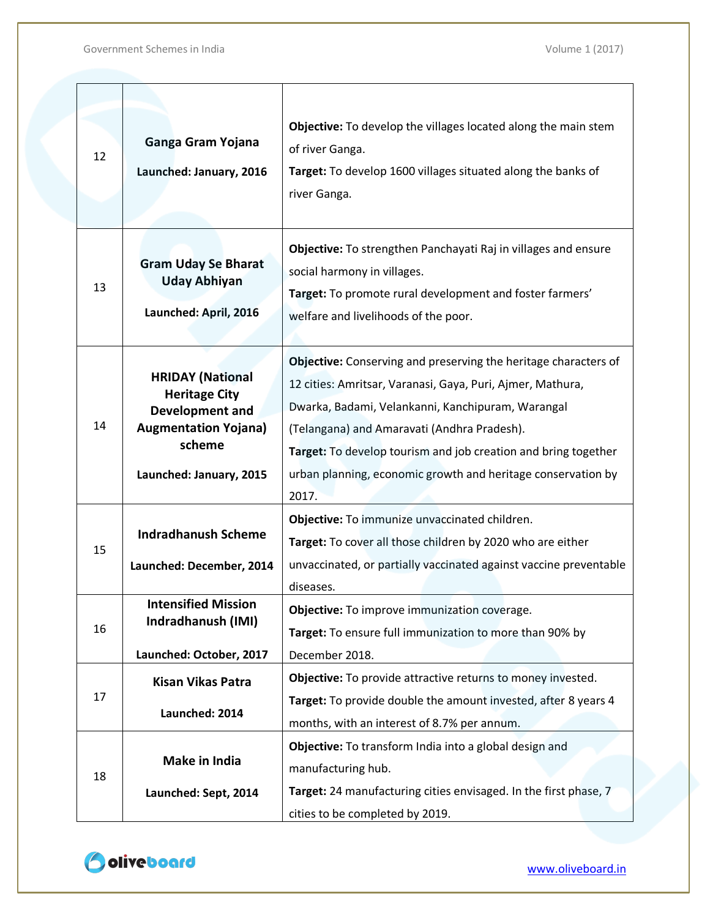| 12 | **Ganga Gram Yojana**<br><br>**Launched: January, 2016** | **Objective:** To develop the villages located along the main stem of river Ganga.<br>**Target:** To develop 1600 villages situated along the banks of river Ganga. |
|---|---|---|
| 13 | **Gram Uday Se Bharat Uday Abhiyan**<br><br>**Launched: April, 2016** | **Objective:** To strengthen Panchayati Raj in villages and ensure social harmony in villages.<br>**Target:** To promote rural development and foster farmers' welfare and livelihoods of the poor. |
| 14 | **HRIDAY (National Heritage City Development and Augmentation Yojana) scheme**<br><br>**Launched: January, 2015** | **Objective:** Conserving and preserving the heritage characters of 12 cities: Amritsar, Varanasi, Gaya, Puri, Ajmer, Mathura, Dwarka, Badami, Velankanni, Kanchipuram, Warangal (Telangana) and Amaravati (Andhra Pradesh).<br>**Target:** To develop tourism and job creation and bring together urban planning, economic growth and heritage conservation by 2017. |
| 15 | **Indradhanush Scheme**<br><br>**Launched: December, 2014** | **Objective:** To immunize unvaccinated children.<br>**Target:** To cover all those children by 2020 who are either unvaccinated, or partially vaccinated against vaccine preventable diseases. |
| 16 | **Intensified Mission Indradhanush (IMI)**<br><br>**Launched: October, 2017** | **Objective:** To improve immunization coverage.<br>**Target:** To ensure full immunization to more than 90% by December 2018. |
| 17 | **Kisan Vikas Patra**<br><br>**Launched: 2014** | **Objective:** To provide attractive returns to money invested.<br>**Target:** To provide double the amount invested, after 8 years 4 months, with an interest of 8.7% per annum. |
| 18 | **Make in India**<br><br>**Launched: Sept, 2014** | **Objective:** To transform India into a global design and manufacturing hub.<br>**Target:** 24 manufacturing cities envisaged. In the first phase, 7 cities to be completed by 2019. |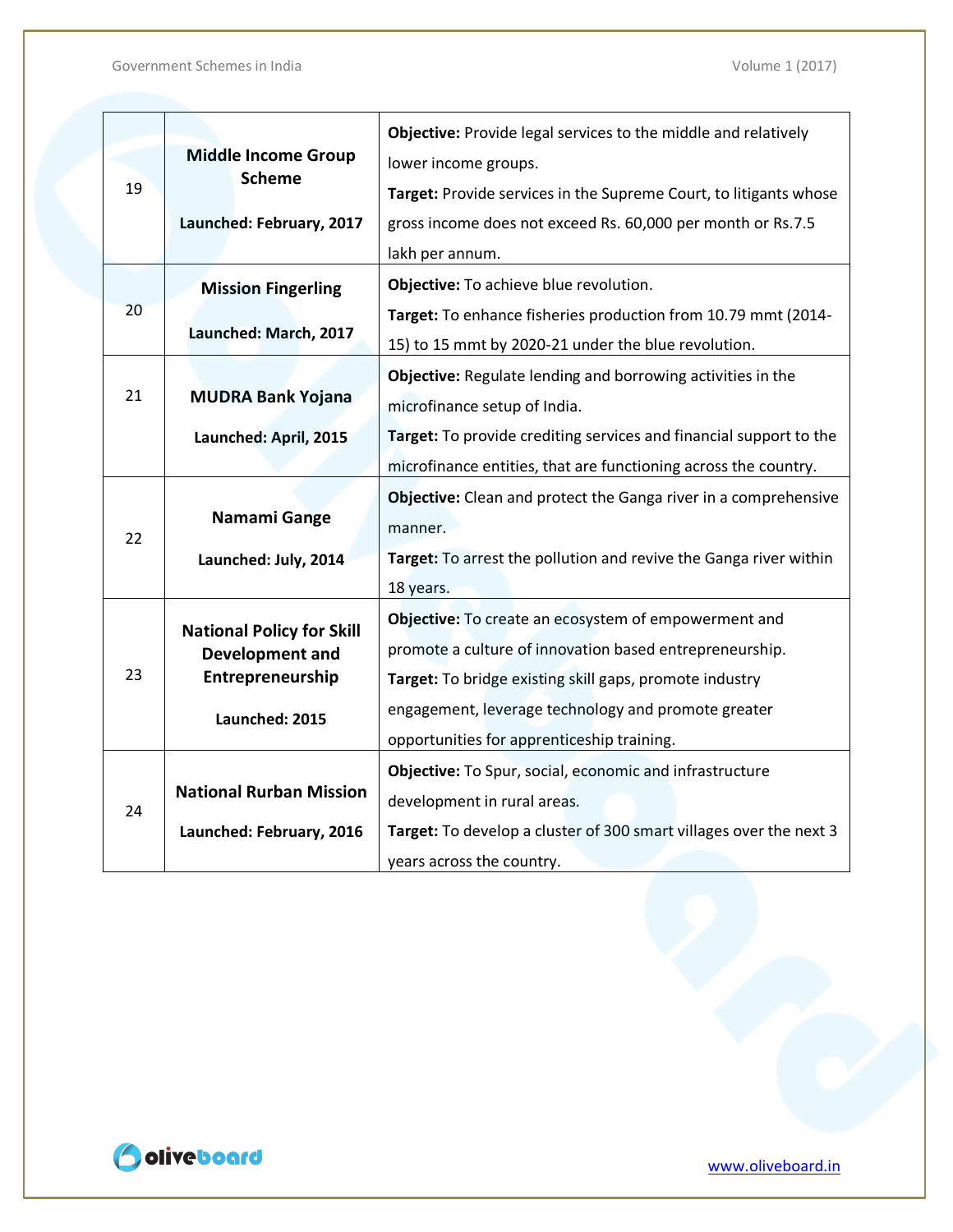| 19 | **Middle Income Group Scheme**<br><br>**Launched: February, 2017** | **Objective:** Provide legal services to the middle and relatively lower income groups.<br>**Target:** Provide services in the Supreme Court, to litigants whose gross income does not exceed Rs. 60,000 per month or Rs.7.5 lakh per annum. |
|---|---|---|
| 20 | **Mission Fingerling**<br><br>**Launched: March, 2017** | **Objective:** To achieve blue revolution.<br>**Target:** To enhance fisheries production from 10.79 mmt (2014-15) to 15 mmt by 2020-21 under the blue revolution. |
| 21 | **MUDRA Bank Yojana**<br><br>**Launched: April, 2015** | **Objective:** Regulate lending and borrowing activities in the microfinance setup of India.<br>**Target:** To provide crediting services and financial support to the microfinance entities, that are functioning across the country. |
| 22 | **Namami Gange**<br><br>**Launched: July, 2014** | **Objective:** Clean and protect the Ganga river in a comprehensive manner.<br>**Target:** To arrest the pollution and revive the Ganga river within 18 years. |
| 23 | **National Policy for Skill Development and Entrepreneurship**<br><br>**Launched: 2015** | **Objective:** To create an ecosystem of empowerment and promote a culture of innovation based entrepreneurship.<br>**Target:** To bridge existing skill gaps, promote industry engagement, leverage technology and promote greater opportunities for apprenticeship training. |
| 24 | **National Rurban Mission**<br><br>**Launched: February, 2016** | **Objective:** To Spur, social, economic and infrastructure development in rural areas.<br>**Target:** To develop a cluster of 300 smart villages over the next 3 years across the country. |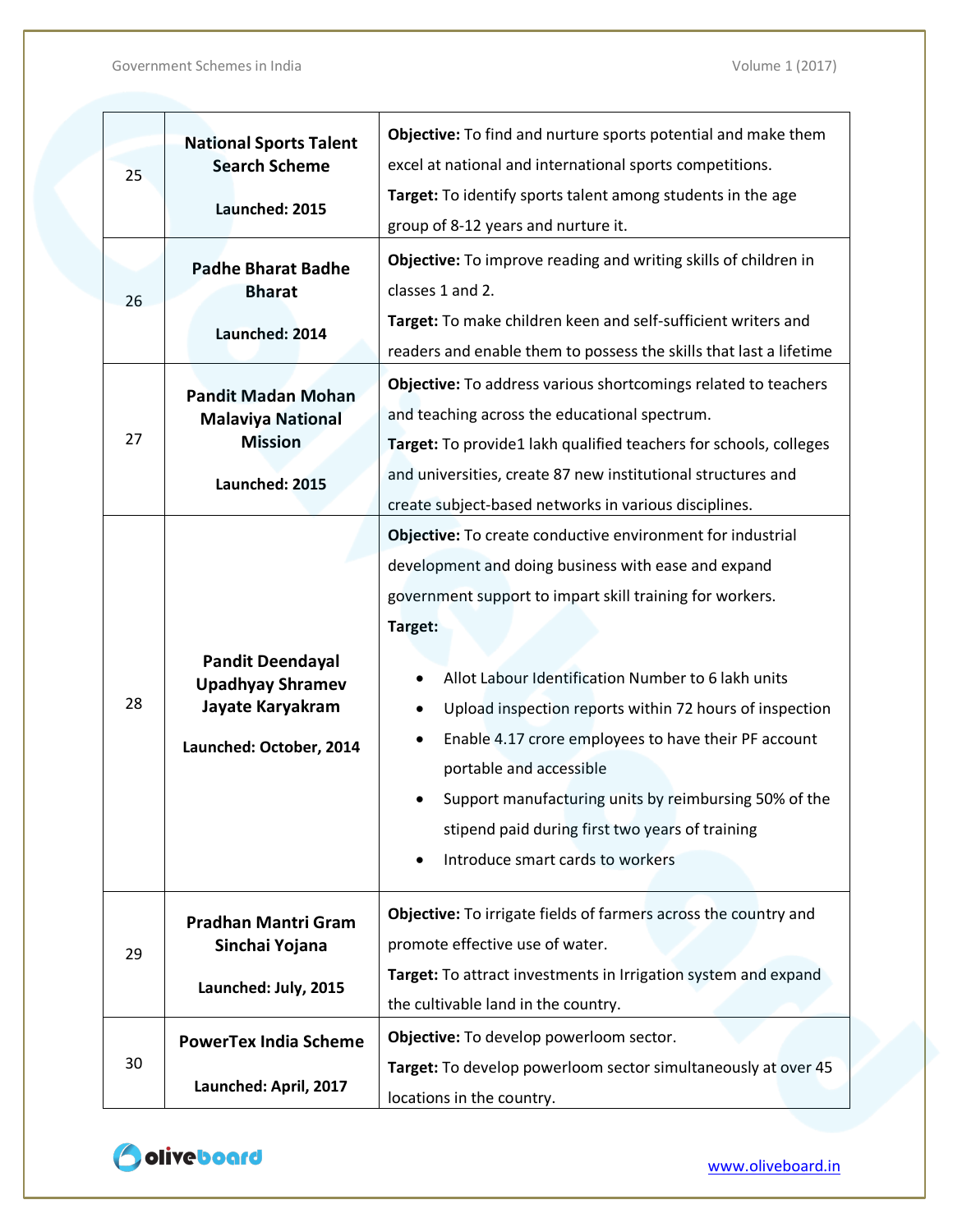| 25 | **National Sports Talent Search Scheme**<br><br>**Launched: 2015** | **Objective:** To find and nurture sports potential and make them excel at national and international sports competitions.<br>**Target:** To identify sports talent among students in the age group of 8-12 years and nurture it. |
|---|---|---|
| 26 | **Padhe Bharat Badhe Bharat**<br><br>**Launched: 2014** | **Objective:** To improve reading and writing skills of children in classes 1 and 2.<br>**Target:** To make children keen and self-sufficient writers and readers and enable them to possess the skills that last a lifetime |
| 27 | **Pandit Madan Mohan Malaviya National Mission**<br><br>**Launched: 2015** | **Objective:** To address various shortcomings related to teachers and teaching across the educational spectrum.<br>**Target:** To provide1 lakh qualified teachers for schools, colleges and universities, create 87 new institutional structures and create subject-based networks in various disciplines. |
| 28 | **Pandit Deendayal Upadhyay Shramev Jayate Karyakram**<br><br>**Launched: October, 2014** | **Objective:** To create conductive environment for industrial development and doing business with ease and expand government support to impart skill training for workers.<br>**Target:**<br>• Allot Labour Identification Number to 6 lakh units<br>• Upload inspection reports within 72 hours of inspection<br>• Enable 4.17 crore employees to have their PF account portable and accessible<br>• Support manufacturing units by reimbursing 50% of the stipend paid during first two years of training<br>• Introduce smart cards to workers |
| 29 | **Pradhan Mantri Gram Sinchai Yojana**<br><br>**Launched: July, 2015** | **Objective:** To irrigate fields of farmers across the country and promote effective use of water.<br>**Target:** To attract investments in Irrigation system and expand the cultivable land in the country. |
| 30 | **PowerTex India Scheme**<br><br>**Launched: April, 2017** | **Objective:** To develop powerloom sector.<br>**Target:** To develop powerloom sector simultaneously at over 45 locations in the country. |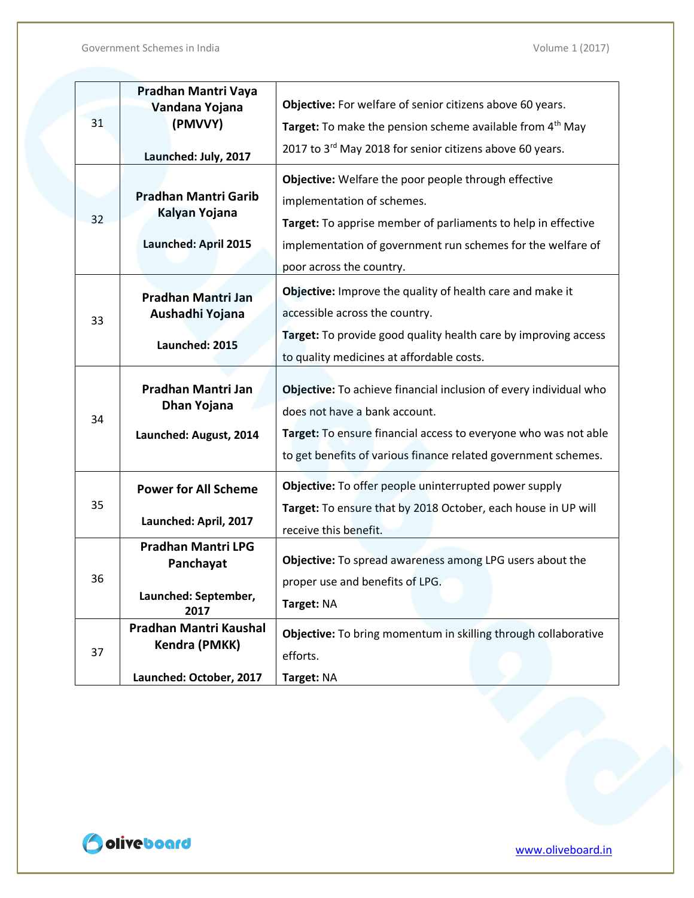| | | |
|---|---|---|
| 31 | **Pradhan Mantri Vaya Vandana Yojana (PMVVY)**<br><br>**Launched: July, 2017** | **Objective:** For welfare of senior citizens above 60 years.<br>**Target:** To make the pension scheme available from 4th May 2017 to 3rd May 2018 for senior citizens above 60 years. |
| 32 | **Pradhan Mantri Garib Kalyan Yojana**<br><br>**Launched: April 2015** | **Objective:** Welfare the poor people through effective implementation of schemes.<br>**Target:** To apprise member of parliaments to help in effective implementation of government run schemes for the welfare of poor across the country. |
| 33 | **Pradhan Mantri Jan Aushadhi Yojana**<br><br>**Launched: 2015** | **Objective:** Improve the quality of health care and make it accessible across the country.<br>**Target:** To provide good quality health care by improving access to quality medicines at affordable costs. |
| 34 | **Pradhan Mantri Jan Dhan Yojana**<br><br>**Launched: August, 2014** | **Objective:** To achieve financial inclusion of every individual who does not have a bank account.<br>**Target:** To ensure financial access to everyone who was not able to get benefits of various finance related government schemes. |
| 35 | **Power for All Scheme**<br><br>**Launched: April, 2017** | **Objective:** To offer people uninterrupted power supply<br>**Target:** To ensure that by 2018 October, each house in UP will receive this benefit. |
| 36 | **Pradhan Mantri LPG Panchayat**<br><br>**Launched: September, 2017** | **Objective:** To spread awareness among LPG users about the proper use and benefits of LPG.<br>**Target:** NA |
| 37 | **Pradhan Mantri Kaushal Kendra (PMKK)**<br><br>**Launched: October, 2017** | **Objective:** To bring momentum in skilling through collaborative efforts.<br>**Target:** NA |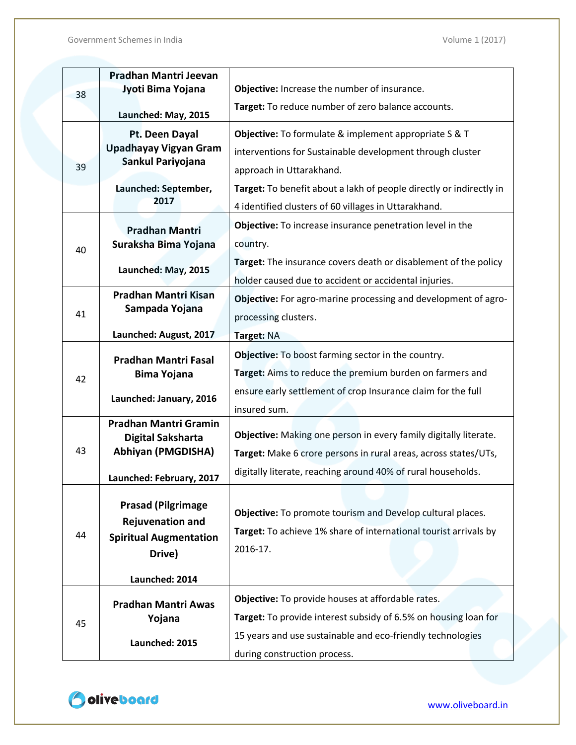| | | |
|---|---|---|
| 38 | **Pradhan Mantri Jeevan Jyoti Bima Yojana**<br><br>**Launched: May, 2015** | **Objective:** Increase the number of insurance.<br>**Target:** To reduce number of zero balance accounts. |
| 39 | **Pt. Deen Dayal Upadhayay Vigyan Gram Sankul Pariyojana**<br><br>**Launched: September, 2017** | **Objective:** To formulate & implement appropriate S & T interventions for Sustainable development through cluster approach in Uttarakhand.<br>**Target:** To benefit about a lakh of people directly or indirectly in 4 identified clusters of 60 villages in Uttarakhand. |
| 40 | **Pradhan Mantri Suraksha Bima Yojana**<br><br>**Launched: May, 2015** | **Objective:** To increase insurance penetration level in the country.<br>**Target:** The insurance covers death or disablement of the policy holder caused due to accident or accidental injuries. |
| 41 | **Pradhan Mantri Kisan Sampada Yojana**<br><br>**Launched: August, 2017** | **Objective:** For agro-marine processing and development of agro-processing clusters.<br>**Target:** NA |
| 42 | **Pradhan Mantri Fasal Bima Yojana**<br><br>**Launched: January, 2016** | **Objective:** To boost farming sector in the country.<br>**Target:** Aims to reduce the premium burden on farmers and ensure early settlement of crop Insurance claim for the full insured sum. |
| 43 | **Pradhan Mantri Gramin Digital Saksharta Abhiyan (PMGDISHA)**<br><br>**Launched: February, 2017** | **Objective:** Making one person in every family digitally literate.<br>**Target:** Make 6 crore persons in rural areas, across states/UTs, digitally literate, reaching around 40% of rural households. |
| 44 | **Prasad (Pilgrimage Rejuvenation and Spiritual Augmentation Drive)**<br><br>**Launched: 2014** | **Objective:** To promote tourism and Develop cultural places.<br>**Target:** To achieve 1% share of international tourist arrivals by 2016-17. |
| 45 | **Pradhan Mantri Awas Yojana**<br><br>**Launched: 2015** | **Objective:** To provide houses at affordable rates.<br>**Target:** To provide interest subsidy of 6.5% on housing loan for 15 years and use sustainable and eco-friendly technologies during construction process. |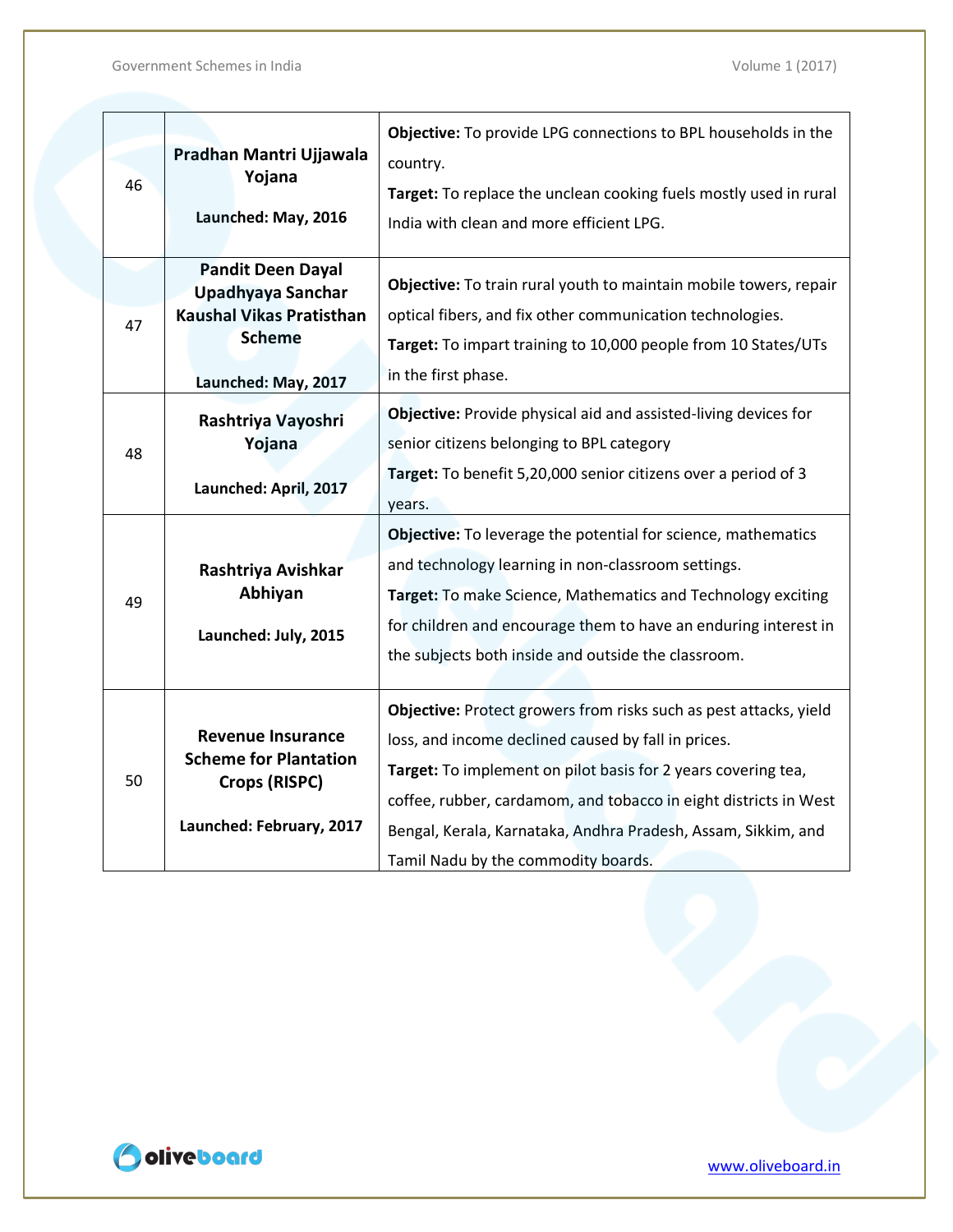| 46 | **Pradhan Mantri Ujjawala Yojana**<br><br>**Launched: May, 2016** | **Objective:** To provide LPG connections to BPL households in the country.<br>**Target:** To replace the unclean cooking fuels mostly used in rural India with clean and more efficient LPG. |
|---|---|---|
| 47 | **Pandit Deen Dayal Upadhyaya Sanchar Kaushal Vikas Pratisthan Scheme**<br><br>**Launched: May, 2017** | **Objective:** To train rural youth to maintain mobile towers, repair optical fibers, and fix other communication technologies.<br>**Target:** To impart training to 10,000 people from 10 States/UTs in the first phase. |
| 48 | **Rashtriya Vayoshri Yojana**<br><br>**Launched: April, 2017** | **Objective:** Provide physical aid and assisted-living devices for senior citizens belonging to BPL category<br>**Target:** To benefit 5,20,000 senior citizens over a period of 3 years. |
| 49 | **Rashtriya Avishkar Abhiyan**<br><br>**Launched: July, 2015** | **Objective:** To leverage the potential for science, mathematics and technology learning in non-classroom settings.<br>**Target:** To make Science, Mathematics and Technology exciting for children and encourage them to have an enduring interest in the subjects both inside and outside the classroom. |
| 50 | **Revenue Insurance Scheme for Plantation Crops (RISPC)**<br><br>**Launched: February, 2017** | **Objective:** Protect growers from risks such as pest attacks, yield loss, and income declined caused by fall in prices.<br>**Target:** To implement on pilot basis for 2 years covering tea, coffee, rubber, cardamom, and tobacco in eight districts in West Bengal, Kerala, Karnataka, Andhra Pradesh, Assam, Sikkim, and Tamil Nadu by the commodity boards. |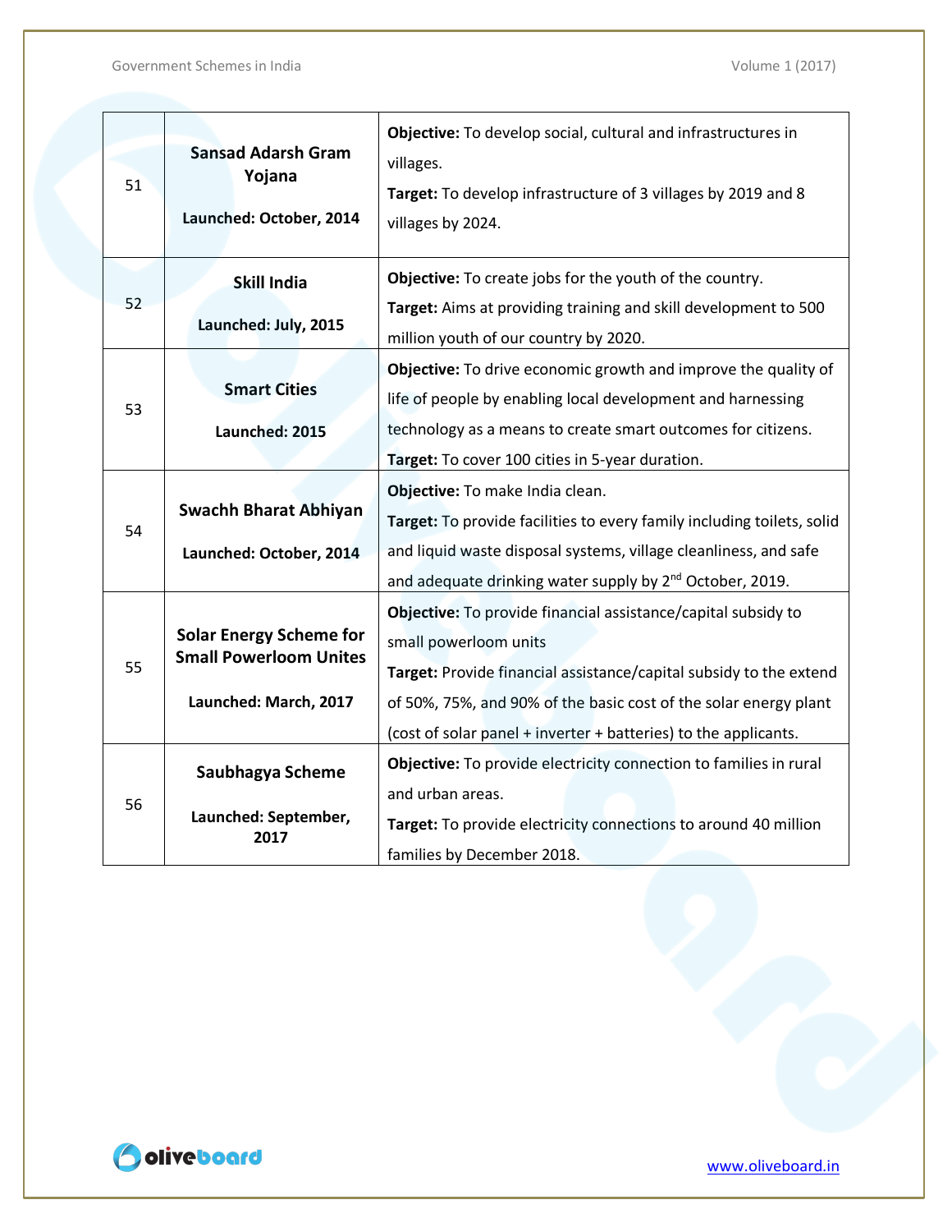| 51 | **Sansad Adarsh Gram Yojana**<br><br>**Launched: October, 2014** | **Objective:** To develop social, cultural and infrastructures in villages.<br>**Target:** To develop infrastructure of 3 villages by 2019 and 8 villages by 2024. |
|---|---|---|
| 52 | **Skill India**<br><br>**Launched: July, 2015** | **Objective:** To create jobs for the youth of the country.<br>**Target:** Aims at providing training and skill development to 500 million youth of our country by 2020. |
| 53 | **Smart Cities**<br><br>**Launched: 2015** | **Objective:** To drive economic growth and improve the quality of life of people by enabling local development and harnessing technology as a means to create smart outcomes for citizens.<br>**Target:** To cover 100 cities in 5-year duration. |
| 54 | **Swachh Bharat Abhiyan**<br><br>**Launched: October, 2014** | **Objective:** To make India clean.<br>**Target:** To provide facilities to every family including toilets, solid and liquid waste disposal systems, village cleanliness, and safe and adequate drinking water supply by 2nd October, 2019. |
| 55 | **Solar Energy Scheme for Small Powerloom Unites**<br><br>**Launched: March, 2017** | **Objective:** To provide financial assistance/capital subsidy to small powerloom units<br>**Target:** Provide financial assistance/capital subsidy to the extend of 50%, 75%, and 90% of the basic cost of the solar energy plant (cost of solar panel + inverter + batteries) to the applicants. |
| 56 | **Saubhagya Scheme**<br><br>**Launched: September, 2017** | **Objective:** To provide electricity connection to families in rural and urban areas.<br>**Target:** To provide electricity connections to around 40 million families by December 2018. |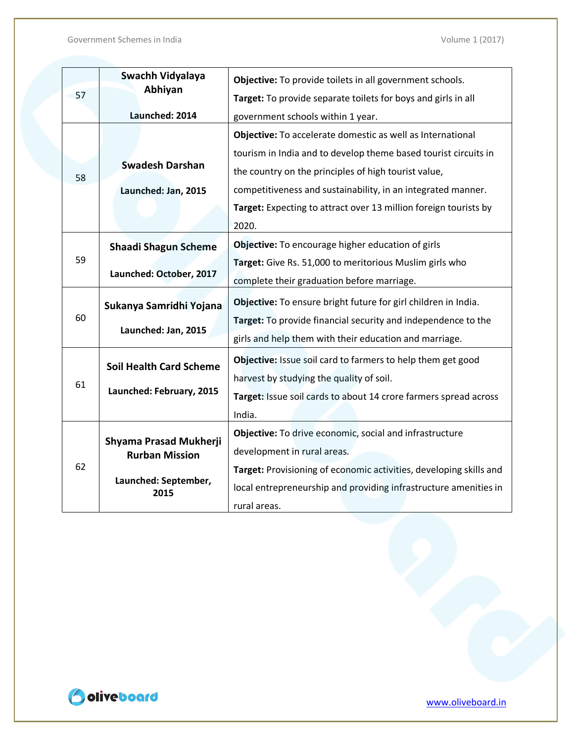| 57 | **Swachh Vidyalaya Abhiyan**<br><br>**Launched: 2014** | **Objective:** To provide toilets in all government schools.<br>**Target:** To provide separate toilets for boys and girls in all government schools within 1 year. |
|---|---|---|
| 58 | **Swadesh Darshan**<br><br>**Launched: Jan, 2015** | **Objective:** To accelerate domestic as well as International tourism in India and to develop theme based tourist circuits in the country on the principles of high tourist value, competitiveness and sustainability, in an integrated manner.<br>**Target:** Expecting to attract over 13 million foreign tourists by 2020. |
| 59 | **Shaadi Shagun Scheme**<br><br>**Launched: October, 2017** | **Objective:** To encourage higher education of girls<br>**Target:** Give Rs. 51,000 to meritorious Muslim girls who complete their graduation before marriage. |
| 60 | **Sukanya Samridhi Yojana**<br><br>**Launched: Jan, 2015** | **Objective:** To ensure bright future for girl children in India.<br>**Target:** To provide financial security and independence to the girls and help them with their education and marriage. |
| 61 | **Soil Health Card Scheme**<br><br>**Launched: February, 2015** | **Objective:** Issue soil card to farmers to help them get good harvest by studying the quality of soil.<br>**Target:** Issue soil cards to about 14 crore farmers spread across India. |
| 62 | **Shyama Prasad Mukherji Rurban Mission**<br><br>**Launched: September, 2015** | **Objective:** To drive economic, social and infrastructure development in rural areas.<br>**Target:** Provisioning of economic activities, developing skills and local entrepreneurship and providing infrastructure amenities in rural areas. |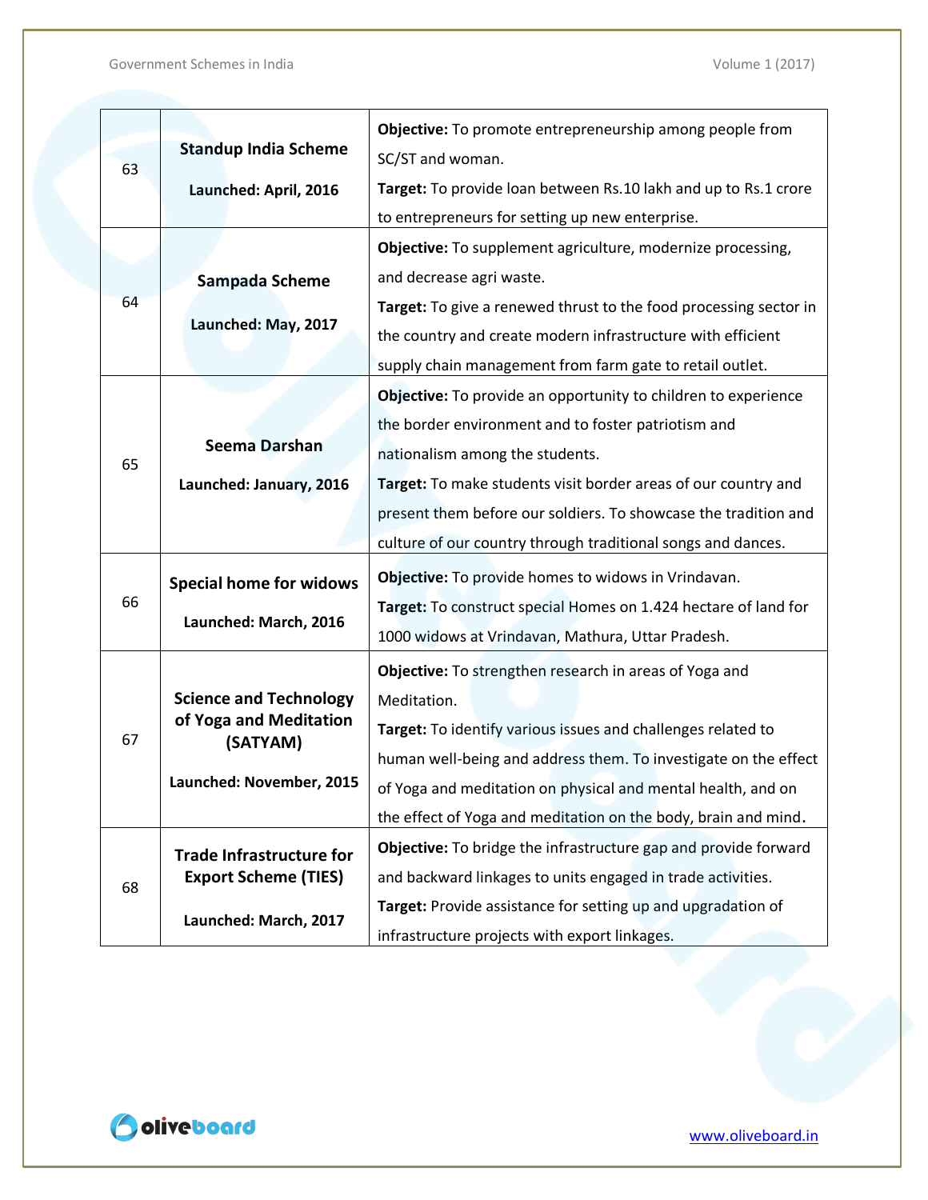| | | |
|---|---|---|
| 63 | **Standup India Scheme**<br><br>**Launched: April, 2016** | **Objective:** To promote entrepreneurship among people from SC/ST and woman.<br>**Target:** To provide loan between Rs.10 lakh and up to Rs.1 crore to entrepreneurs for setting up new enterprise. |
| 64 | **Sampada Scheme**<br><br>**Launched: May, 2017** | **Objective:** To supplement agriculture, modernize processing, and decrease agri waste.<br>**Target:** To give a renewed thrust to the food processing sector in the country and create modern infrastructure with efficient supply chain management from farm gate to retail outlet. |
| 65 | **Seema Darshan**<br><br>**Launched: January, 2016** | **Objective:** To provide an opportunity to children to experience the border environment and to foster patriotism and nationalism among the students.<br>**Target:** To make students visit border areas of our country and present them before our soldiers. To showcase the tradition and culture of our country through traditional songs and dances. |
| 66 | **Special home for widows**<br><br>**Launched: March, 2016** | **Objective:** To provide homes to widows in Vrindavan.<br>**Target:** To construct special Homes on 1.424 hectare of land for 1000 widows at Vrindavan, Mathura, Uttar Pradesh. |
| 67 | **Science and Technology of Yoga and Meditation (SATYAM)**<br><br>**Launched: November, 2015** | **Objective:** To strengthen research in areas of Yoga and Meditation.<br>**Target:** To identify various issues and challenges related to human well-being and address them. To investigate on the effect of Yoga and meditation on physical and mental health, and on the effect of Yoga and meditation on the body, brain and mind. |
| 68 | **Trade Infrastructure for Export Scheme (TIES)**<br><br>**Launched: March, 2017** | **Objective:** To bridge the infrastructure gap and provide forward and backward linkages to units engaged in trade activities.<br>**Target:** Provide assistance for setting up and upgradation of infrastructure projects with export linkages. |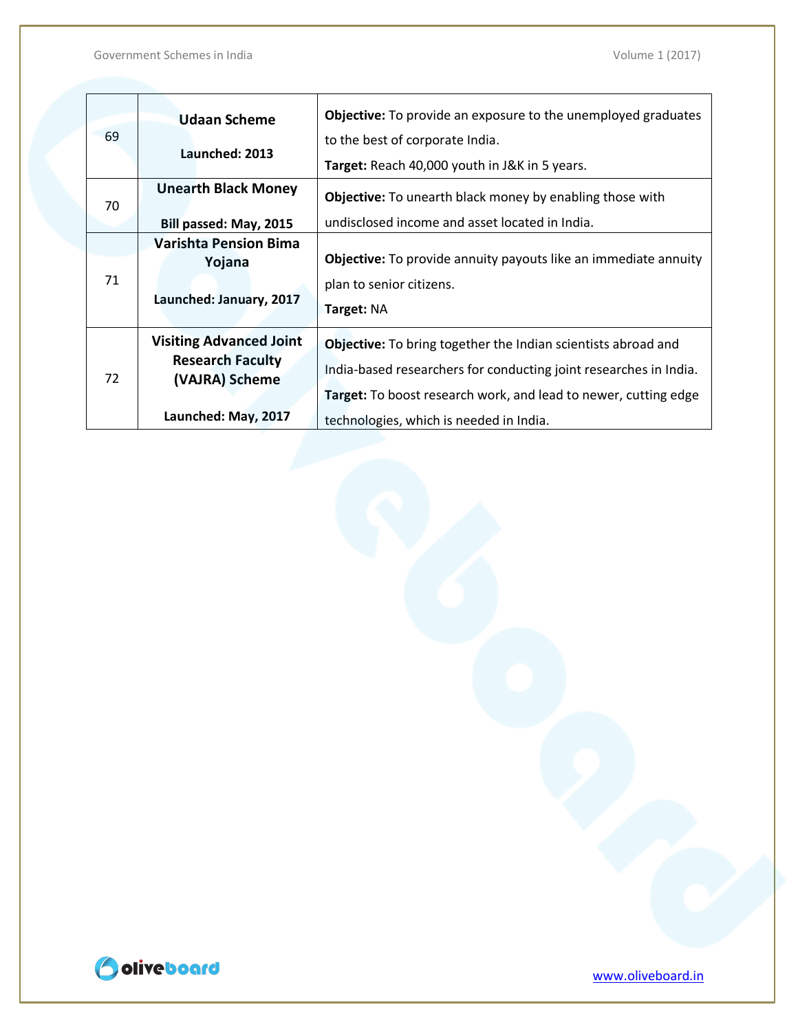| | | |
|---|---|---|
| 69 | **Udaan Scheme**<br><br>**Launched: 2013** | **Objective:** To provide an exposure to the unemployed graduates to the best of corporate India.<br>**Target:** Reach 40,000 youth in J&K in 5 years. |
| 70 | **Unearth Black Money**<br><br>**Bill passed: May, 2015** | **Objective:** To unearth black money by enabling those with undisclosed income and asset located in India. |
| 71 | **Varishta Pension Bima Yojana**<br><br>**Launched: January, 2017** | **Objective:** To provide annuity payouts like an immediate annuity plan to senior citizens.<br>**Target:** NA |
| 72 | **Visiting Advanced Joint Research Faculty (VAJRA) Scheme**<br><br>**Launched: May, 2017** | **Objective:** To bring together the Indian scientists abroad and India-based researchers for conducting joint researches in India.<br>**Target:** To boost research work, and lead to newer, cutting edge technologies, which is needed in India. |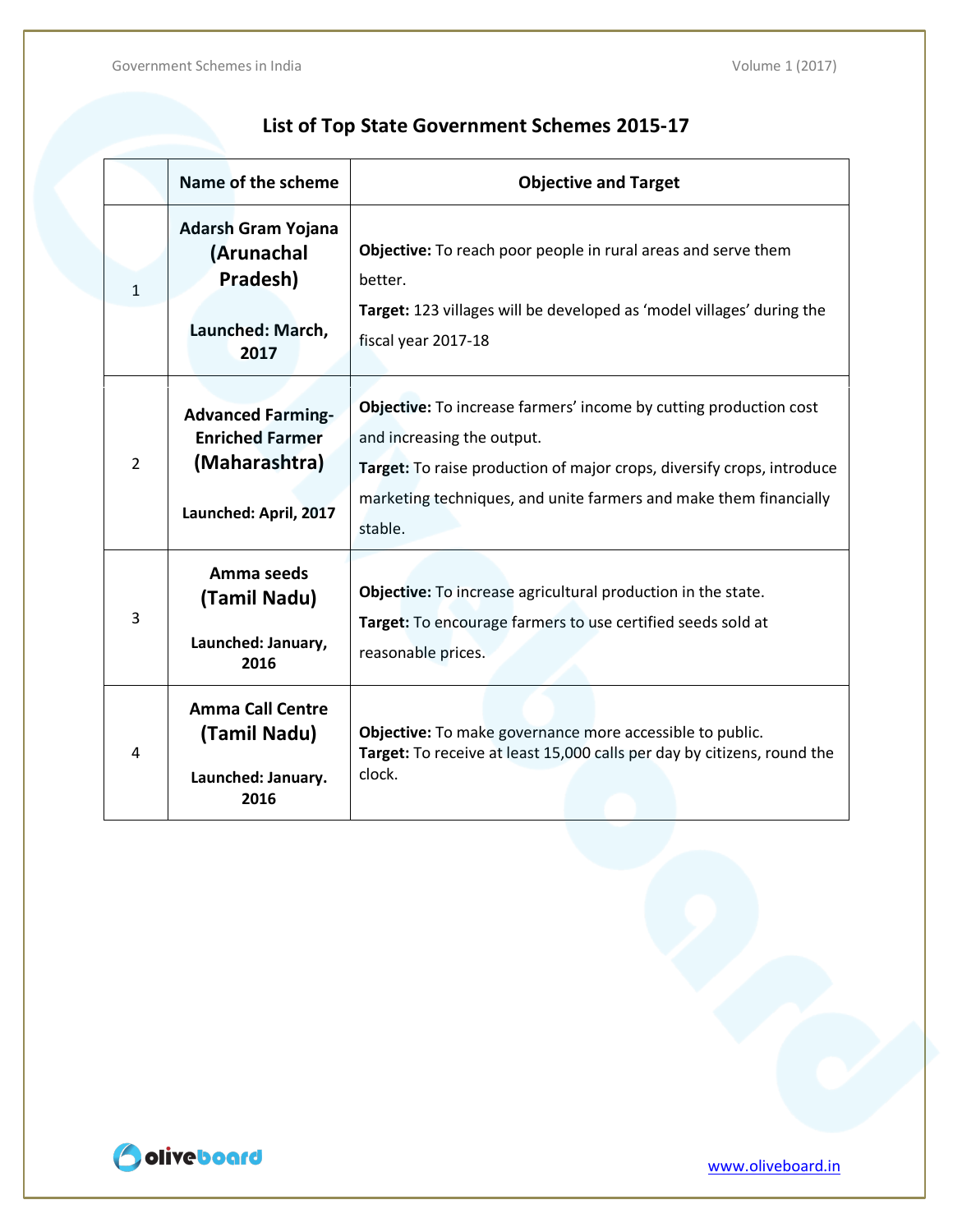## List of Top State Government Schemes 2015-17

| | Name of the scheme | Objective and Target |
|---|---|---|
| 1 | **Adarsh Gram Yojana (Arunachal Pradesh)** **Launched: March, 2017** | **Objective:** To reach poor people in rural areas and serve them better. **Target:** 123 villages will be developed as 'model villages' during the fiscal year 2017-18 |
| 2 | **Advanced Farming-Enriched Farmer (Maharashtra)** **Launched: April, 2017** | **Objective:** To increase farmers' income by cutting production cost and increasing the output. **Target:** To raise production of major crops, diversify crops, introduce marketing techniques, and unite farmers and make them financially stable. |
| 3 | **Amma seeds (Tamil Nadu)** **Launched: January, 2016** | **Objective:** To increase agricultural production in the state. **Target:** To encourage farmers to use certified seeds sold at reasonable prices. |
| 4 | **Amma Call Centre (Tamil Nadu)** **Launched: January. 2016** | **Objective:** To make governance more accessible to public. **Target:** To receive at least 15,000 calls per day by citizens, round the clock. |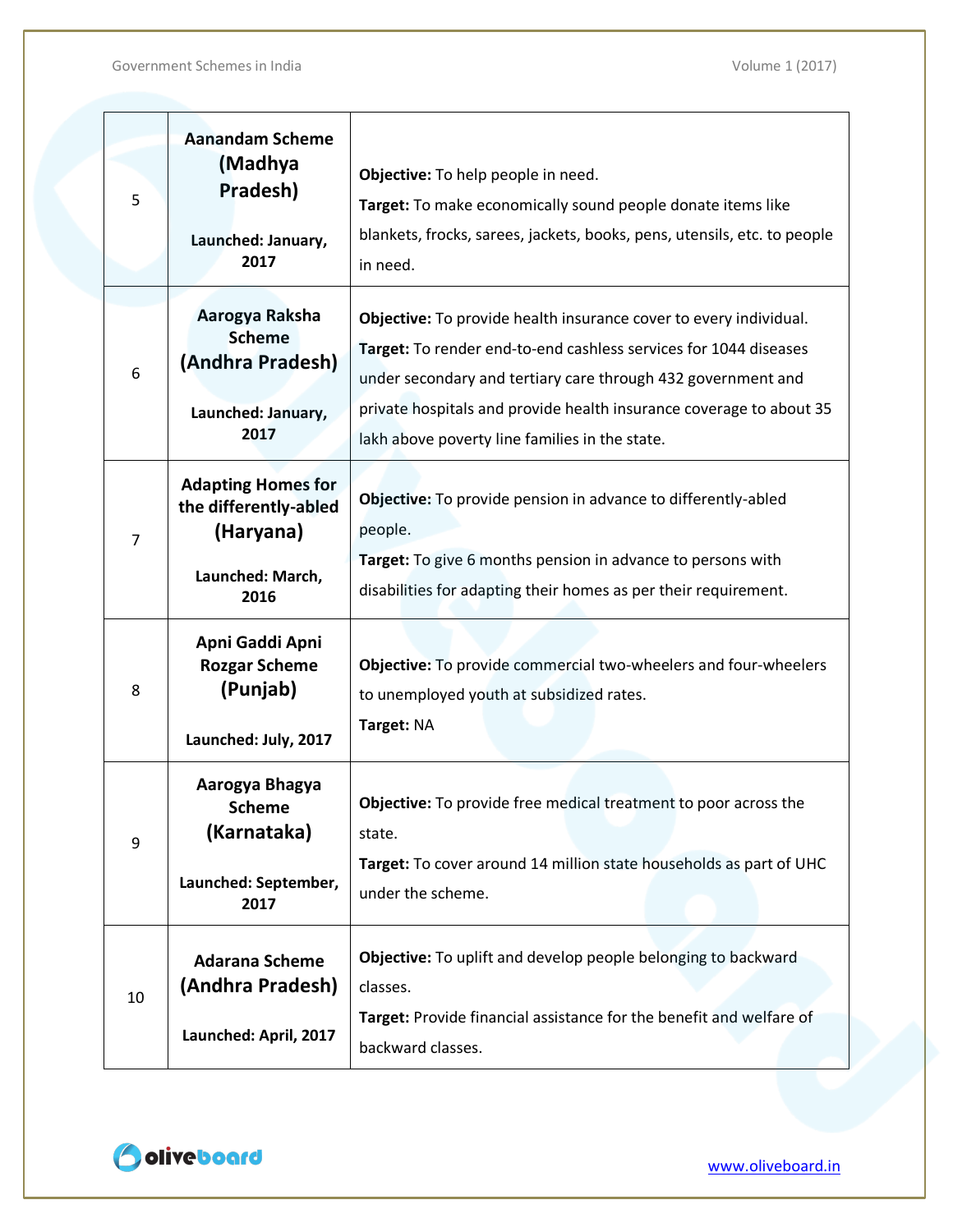| | | |
|---|---|---|
| 5 | **Aanandam Scheme (Madhya Pradesh)**<br><br>**Launched: January, 2017** | **Objective:** To help people in need.<br>**Target:** To make economically sound people donate items like blankets, frocks, sarees, jackets, books, pens, utensils, etc. to people in need. |
| 6 | **Aarogya Raksha Scheme (Andhra Pradesh)**<br><br>**Launched: January, 2017** | **Objective:** To provide health insurance cover to every individual.<br>**Target:** To render end-to-end cashless services for 1044 diseases under secondary and tertiary care through 432 government and private hospitals and provide health insurance coverage to about 35 lakh above poverty line families in the state. |
| 7 | **Adapting Homes for the differently-abled (Haryana)**<br><br>**Launched: March, 2016** | **Objective:** To provide pension in advance to differently-abled people.<br>**Target:** To give 6 months pension in advance to persons with disabilities for adapting their homes as per their requirement. |
| 8 | **Apni Gaddi Apni Rozgar Scheme (Punjab)**<br><br>**Launched: July, 2017** | **Objective:** To provide commercial two-wheelers and four-wheelers to unemployed youth at subsidized rates.<br>**Target:** NA |
| 9 | **Aarogya Bhagya Scheme (Karnataka)**<br><br>**Launched: September, 2017** | **Objective:** To provide free medical treatment to poor across the state.<br>**Target:** To cover around 14 million state households as part of UHC under the scheme. |
| 10 | **Adarana Scheme (Andhra Pradesh)**<br><br>**Launched: April, 2017** | **Objective:** To uplift and develop people belonging to backward classes.<br>**Target:** Provide financial assistance for the benefit and welfare of backward classes. |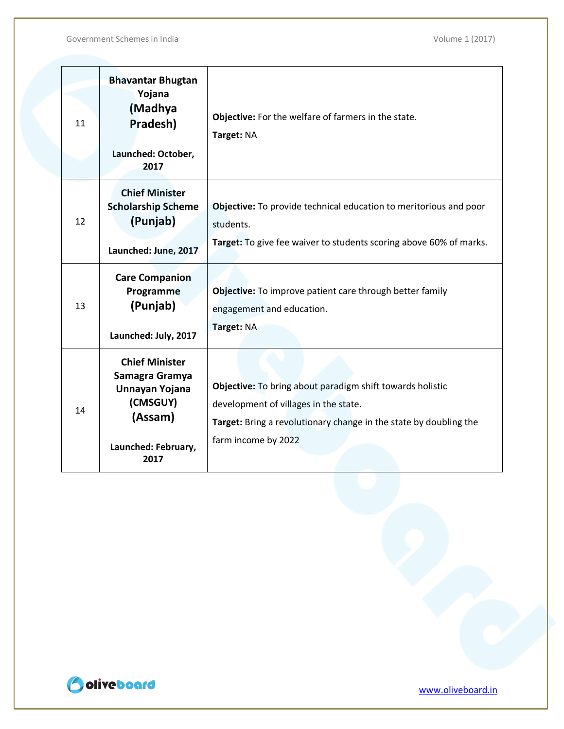| 11 | **Bhavantar Bhugtan Yojana (Madhya Pradesh)**<br><br>**Launched: October, 2017** | **Objective:** For the welfare of farmers in the state.<br>**Target:** NA |
|---|---|---|
| 12 | **Chief Minister Scholarship Scheme (Punjab)**<br><br>**Launched: June, 2017** | **Objective:** To provide technical education to meritorious and poor students.<br>**Target:** To give fee waiver to students scoring above 60% of marks. |
| 13 | **Care Companion Programme (Punjab)**<br><br>**Launched: July, 2017** | **Objective:** To improve patient care through better family engagement and education.<br>**Target:** NA |
| 14 | **Chief Minister Samagra Gramya Unnayan Yojana (CMSGUY) (Assam)**<br><br>**Launched: February, 2017** | **Objective:** To bring about paradigm shift towards holistic development of villages in the state.<br>**Target:** Bring a revolutionary change in the state by doubling the farm income by 2022 |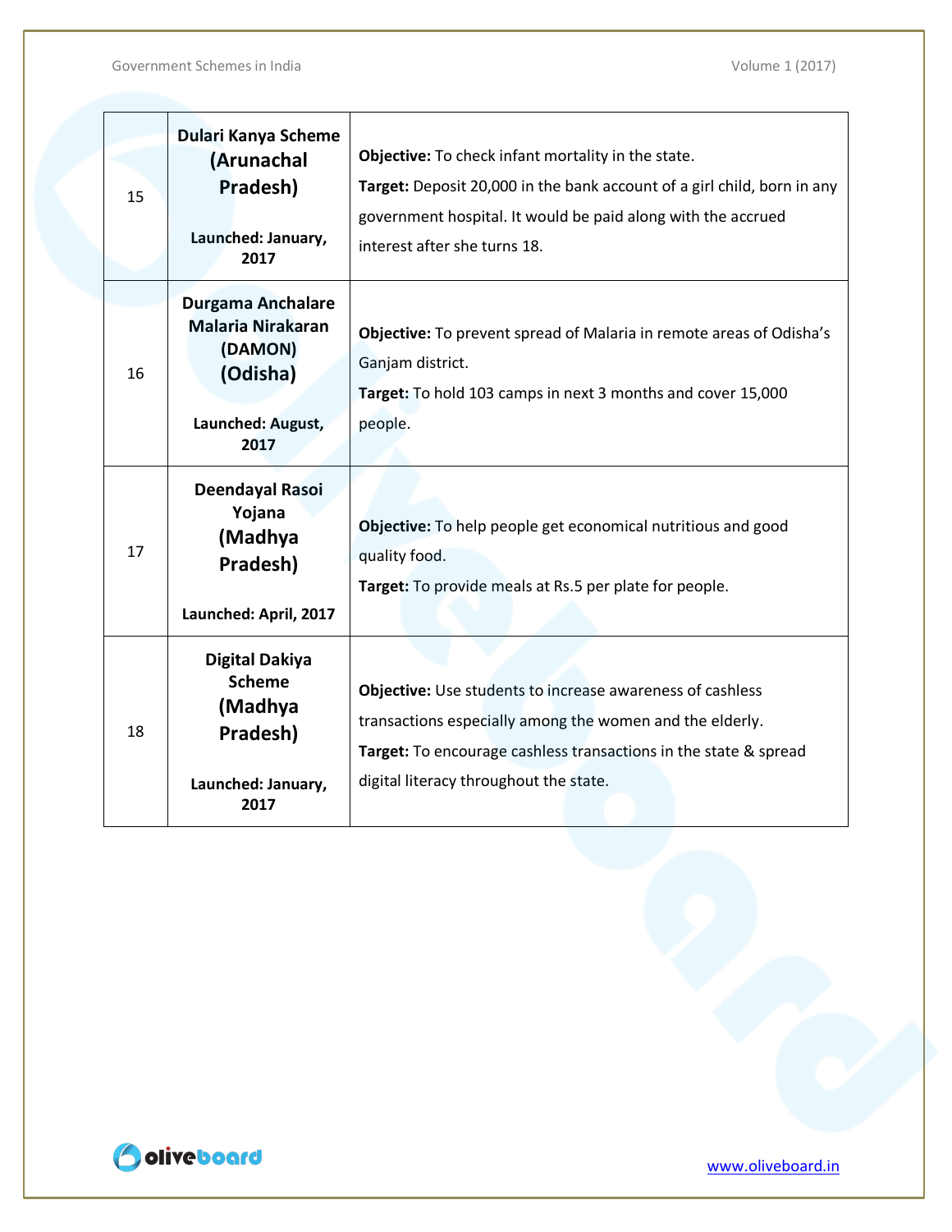| 15 | **Dulari Kanya Scheme (Arunachal Pradesh)**<br><br>**Launched: January, 2017** | **Objective:** To check infant mortality in the state.<br>**Target:** Deposit 20,000 in the bank account of a girl child, born in any government hospital. It would be paid along with the accrued interest after she turns 18. |
|---|---|---|
| 16 | **Durgama Anchalare Malaria Nirakaran (DAMON) (Odisha)**<br><br>**Launched: August, 2017** | **Objective:** To prevent spread of Malaria in remote areas of Odisha's Ganjam district.<br>**Target:** To hold 103 camps in next 3 months and cover 15,000 people. |
| 17 | **Deendayal Rasoi Yojana (Madhya Pradesh)**<br><br>**Launched: April, 2017** | **Objective:** To help people get economical nutritious and good quality food.<br>**Target:** To provide meals at Rs.5 per plate for people. |
| 18 | **Digital Dakiya Scheme (Madhya Pradesh)**<br><br>**Launched: January, 2017** | **Objective:** Use students to increase awareness of cashless transactions especially among the women and the elderly.<br>**Target:** To encourage cashless transactions in the state & spread digital literacy throughout the state. |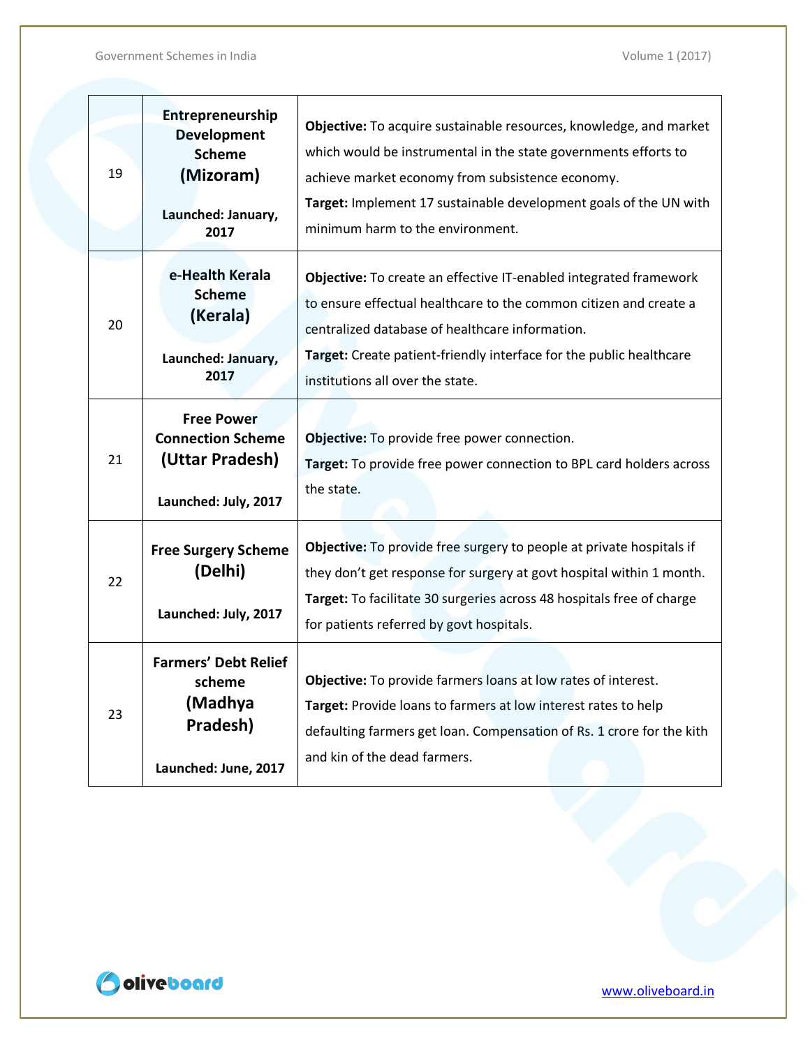| 19 | **Entrepreneurship Development Scheme (Mizoram)**<br><br>**Launched: January, 2017** | **Objective:** To acquire sustainable resources, knowledge, and market which would be instrumental in the state governments efforts to achieve market economy from subsistence economy.<br>**Target:** Implement 17 sustainable development goals of the UN with minimum harm to the environment. |
|---|---|---|
| 20 | **e-Health Kerala Scheme (Kerala)**<br><br>**Launched: January, 2017** | **Objective:** To create an effective IT-enabled integrated framework to ensure effectual healthcare to the common citizen and create a centralized database of healthcare information.<br>**Target:** Create patient-friendly interface for the public healthcare institutions all over the state. |
| 21 | **Free Power Connection Scheme (Uttar Pradesh)**<br><br>**Launched: July, 2017** | **Objective:** To provide free power connection.<br>**Target:** To provide free power connection to BPL card holders across the state. |
| 22 | **Free Surgery Scheme (Delhi)**<br><br>**Launched: July, 2017** | **Objective:** To provide free surgery to people at private hospitals if they don't get response for surgery at govt hospital within 1 month.<br>**Target:** To facilitate 30 surgeries across 48 hospitals free of charge for patients referred by govt hospitals. |
| 23 | **Farmers' Debt Relief scheme (Madhya Pradesh)**<br><br>**Launched: June, 2017** | **Objective:** To provide farmers loans at low rates of interest.<br>**Target:** Provide loans to farmers at low interest rates to help defaulting farmers get loan. Compensation of Rs. 1 crore for the kith and kin of the dead farmers. |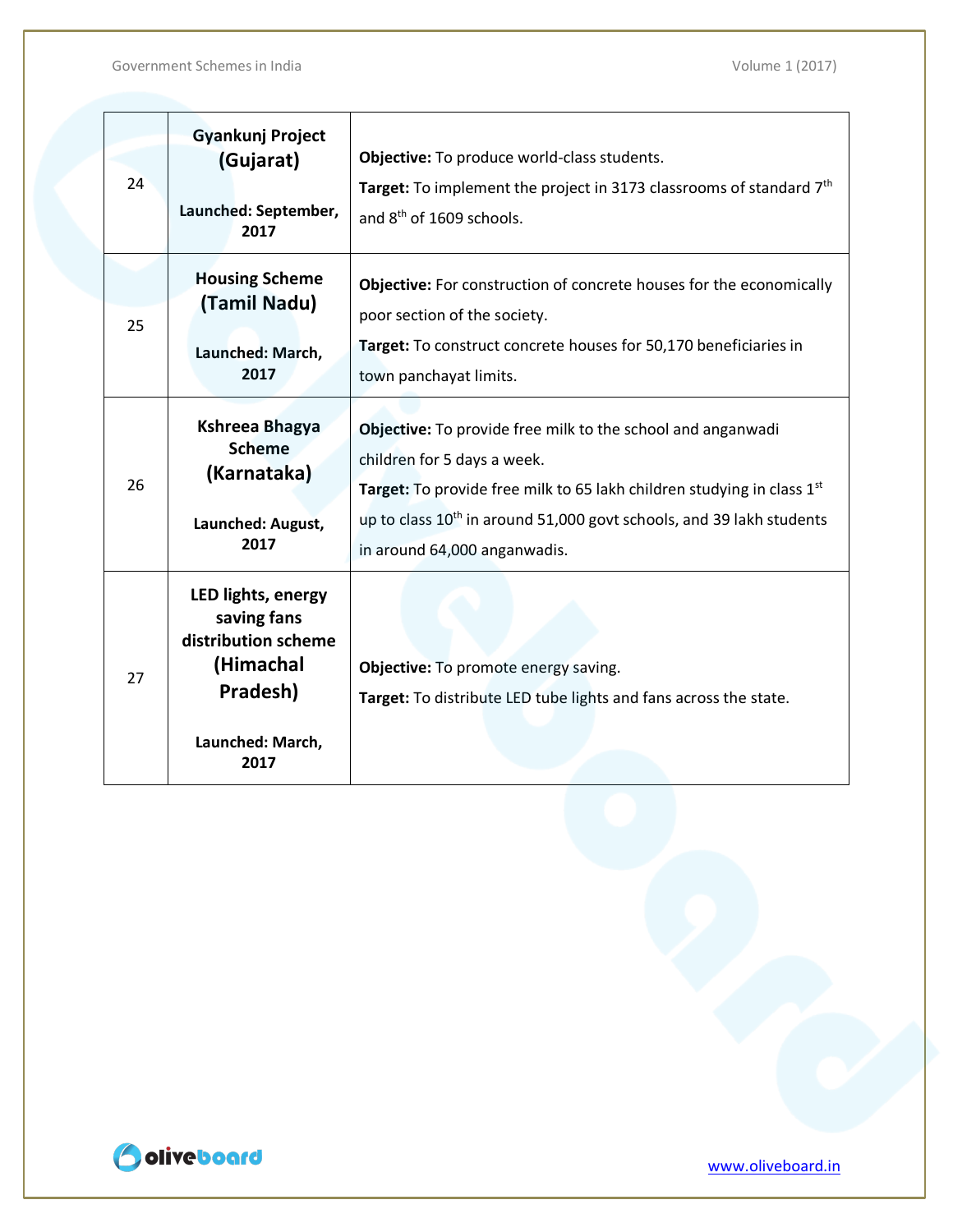| 24 | **Gyankunj Project (Gujarat)** <br><br> **Launched: September, 2017** | **Objective:** To produce world-class students. <br> **Target:** To implement the project in 3173 classrooms of standard 7th and 8th of 1609 schools. |
|---|---|---|
| 25 | **Housing Scheme (Tamil Nadu)** <br><br> **Launched: March, 2017** | **Objective:** For construction of concrete houses for the economically poor section of the society. <br> **Target:** To construct concrete houses for 50,170 beneficiaries in town panchayat limits. |
| 26 | **Kshreea Bhagya Scheme (Karnataka)** <br><br> **Launched: August, 2017** | **Objective:** To provide free milk to the school and anganwadi children for 5 days a week. <br> **Target:** To provide free milk to 65 lakh children studying in class 1st up to class 10th in around 51,000 govt schools, and 39 lakh students in around 64,000 anganwadis. |
| 27 | **LED lights, energy saving fans distribution scheme (Himachal Pradesh)** <br><br> **Launched: March, 2017** | **Objective:** To promote energy saving. <br> **Target:** To distribute LED tube lights and fans across the state. |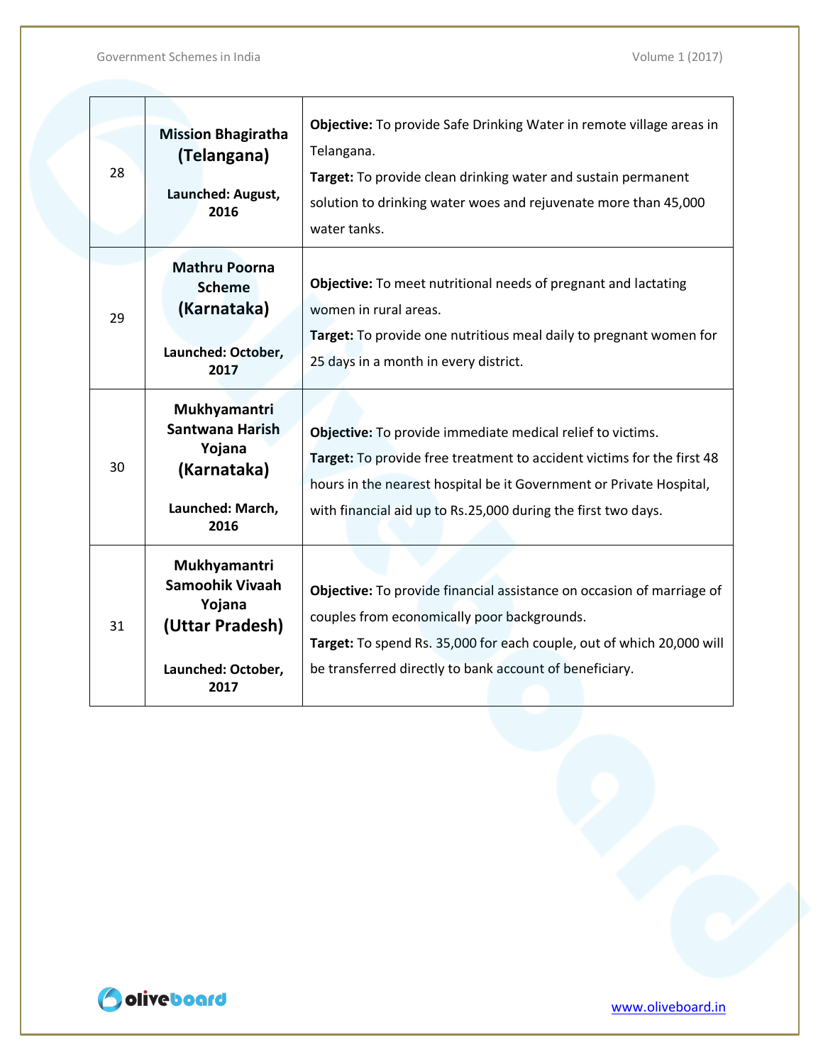| 28 | **Mission Bhagiratha (Telangana)**<br><br>**Launched: August, 2016** | **Objective:** To provide Safe Drinking Water in remote village areas in Telangana.<br>**Target:** To provide clean drinking water and sustain permanent solution to drinking water woes and rejuvenate more than 45,000 water tanks. |
|---|---|---|
| 29 | **Mathru Poorna Scheme (Karnataka)**<br><br>**Launched: October, 2017** | **Objective:** To meet nutritional needs of pregnant and lactating women in rural areas.<br>**Target:** To provide one nutritious meal daily to pregnant women for 25 days in a month in every district. |
| 30 | **Mukhyamantri Santwana Harish Yojana (Karnataka)**<br><br>**Launched: March, 2016** | **Objective:** To provide immediate medical relief to victims.<br>**Target:** To provide free treatment to accident victims for the first 48 hours in the nearest hospital be it Government or Private Hospital, with financial aid up to Rs.25,000 during the first two days. |
| 31 | **Mukhyamantri Samoohik Vivaah Yojana (Uttar Pradesh)**<br><br>**Launched: October, 2017** | **Objective:** To provide financial assistance on occasion of marriage of couples from economically poor backgrounds.<br>**Target:** To spend Rs. 35,000 for each couple, out of which 20,000 will be transferred directly to bank account of beneficiary. |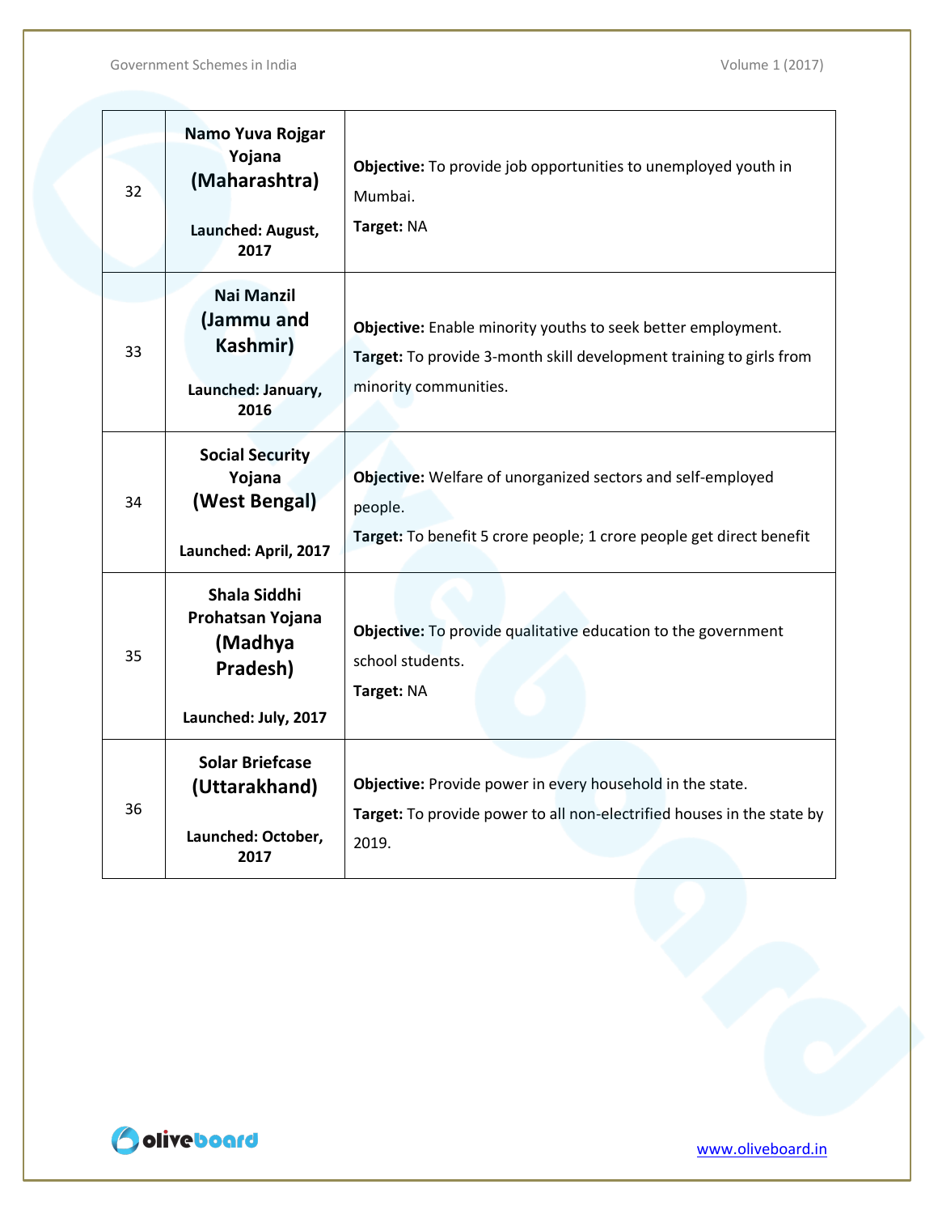| 32 | **Namo Yuva Rojgar Yojana (Maharashtra)** **Launched: August, 2017** | **Objective:** To provide job opportunities to unemployed youth in Mumbai. **Target:** NA |
|---|---|---|
| 33 | **Nai Manzil (Jammu and Kashmir)** **Launched: January, 2016** | **Objective:** Enable minority youths to seek better employment. **Target:** To provide 3-month skill development training to girls from minority communities. |
| 34 | **Social Security Yojana (West Bengal)** **Launched: April, 2017** | **Objective:** Welfare of unorganized sectors and self-employed people. **Target:** To benefit 5 crore people; 1 crore people get direct benefit |
| 35 | **Shala Siddhi Prohatsan Yojana (Madhya Pradesh)** **Launched: July, 2017** | **Objective:** To provide qualitative education to the government school students. **Target:** NA |
| 36 | **Solar Briefcase (Uttarakhand)** **Launched: October, 2017** | **Objective:** Provide power in every household in the state. **Target:** To provide power to all non-electrified houses in the state by 2019. |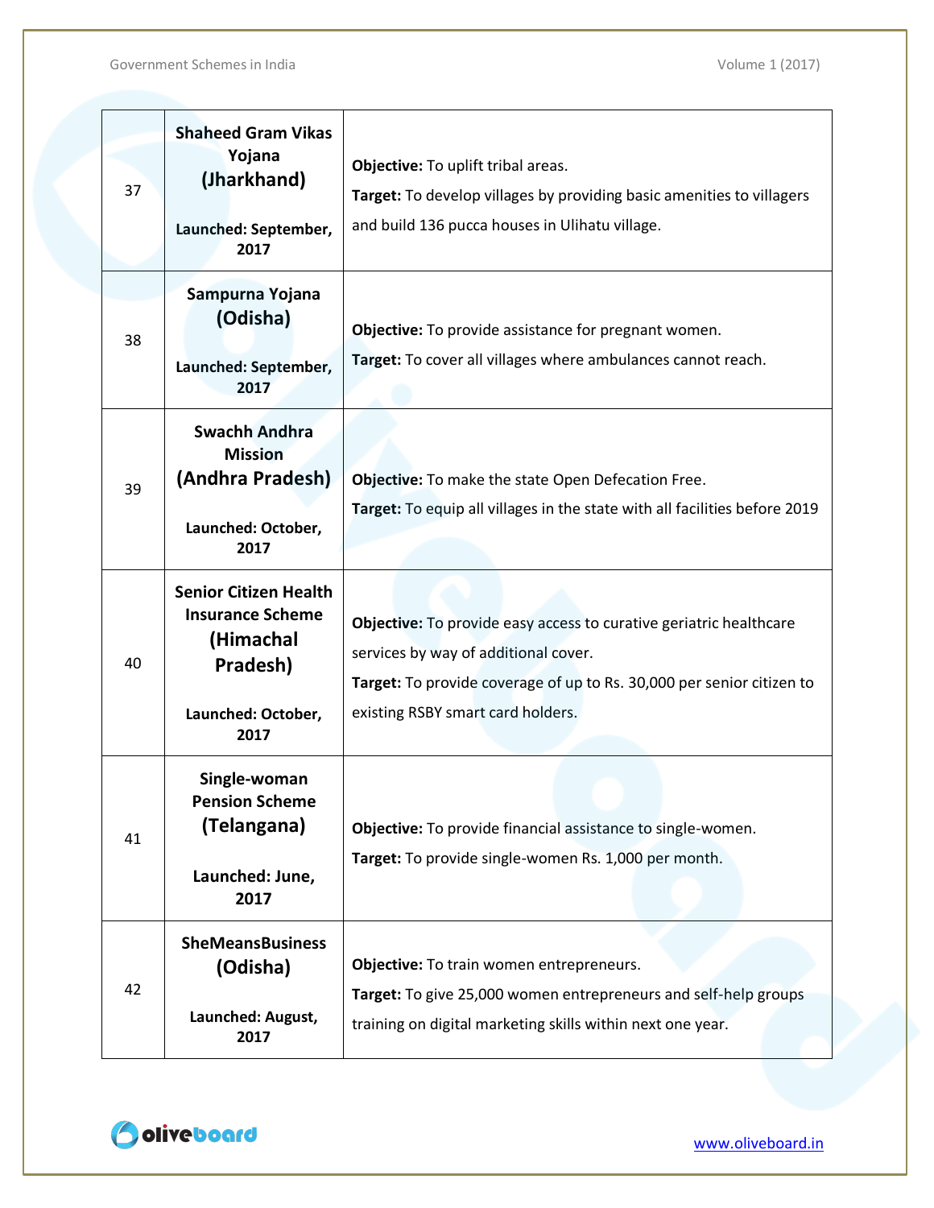| 37 | **Shaheed Gram Vikas Yojana (Jharkhand)**<br><br>**Launched: September, 2017** | **Objective:** To uplift tribal areas.<br>**Target:** To develop villages by providing basic amenities to villagers and build 136 pucca houses in Ulihatu village. |
|---|---|---|
| 38 | **Sampurna Yojana (Odisha)**<br><br>**Launched: September, 2017** | **Objective:** To provide assistance for pregnant women.<br>**Target:** To cover all villages where ambulances cannot reach. |
| 39 | **Swachh Andhra Mission (Andhra Pradesh)**<br><br>**Launched: October, 2017** | **Objective:** To make the state Open Defecation Free.<br>**Target:** To equip all villages in the state with all facilities before 2019 |
| 40 | **Senior Citizen Health Insurance Scheme (Himachal Pradesh)**<br><br>**Launched: October, 2017** | **Objective:** To provide easy access to curative geriatric healthcare services by way of additional cover.<br>**Target:** To provide coverage of up to Rs. 30,000 per senior citizen to existing RSBY smart card holders. |
| 41 | **Single-woman Pension Scheme (Telangana)**<br><br>**Launched: June, 2017** | **Objective:** To provide financial assistance to single-women.<br>**Target:** To provide single-women Rs. 1,000 per month. |
| 42 | **SheMeansBusiness (Odisha)**<br><br>**Launched: August, 2017** | **Objective:** To train women entrepreneurs.<br>**Target:** To give 25,000 women entrepreneurs and self-help groups training on digital marketing skills within next one year. |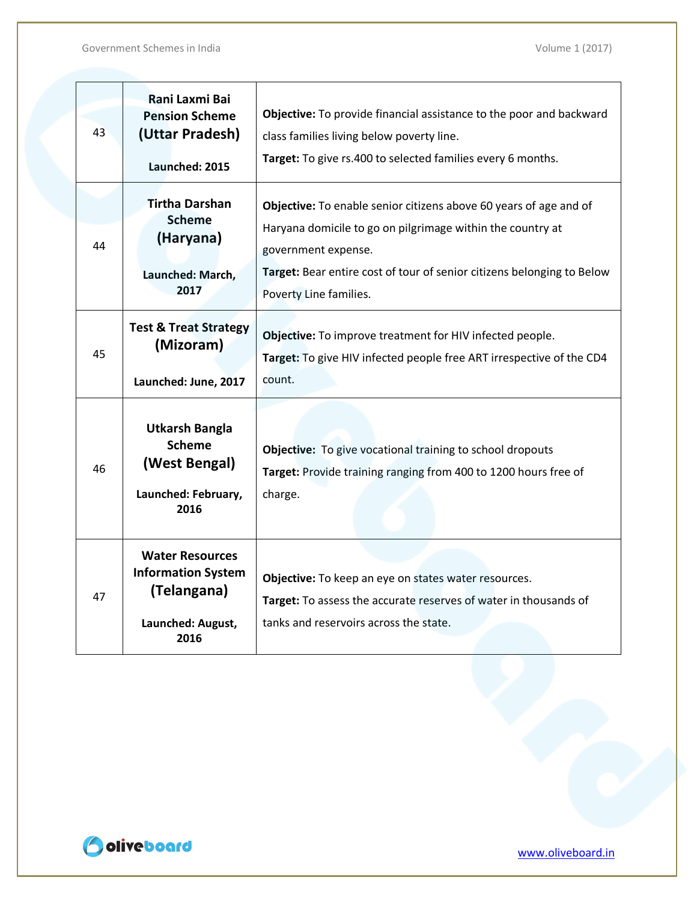| 43 | **Rani Laxmi Bai Pension Scheme (Uttar Pradesh)**<br><br>**Launched: 2015** | **Objective:** To provide financial assistance to the poor and backward class families living below poverty line.<br>**Target:** To give rs.400 to selected families every 6 months. |
|---|---|---|
| 44 | **Tirtha Darshan Scheme (Haryana)**<br><br>**Launched: March, 2017** | **Objective:** To enable senior citizens above 60 years of age and of Haryana domicile to go on pilgrimage within the country at government expense.<br>**Target:** Bear entire cost of tour of senior citizens belonging to Below Poverty Line families. |
| 45 | **Test & Treat Strategy (Mizoram)**<br><br>**Launched: June, 2017** | **Objective:** To improve treatment for HIV infected people.<br>**Target:** To give HIV infected people free ART irrespective of the CD4 count. |
| 46 | **Utkarsh Bangla Scheme (West Bengal)**<br><br>**Launched: February, 2016** | **Objective:** To give vocational training to school dropouts<br>**Target:** Provide training ranging from 400 to 1200 hours free of charge. |
| 47 | **Water Resources Information System (Telangana)**<br><br>**Launched: August, 2016** | **Objective:** To keep an eye on states water resources.<br>**Target:** To assess the accurate reserves of water in thousands of tanks and reservoirs across the state. |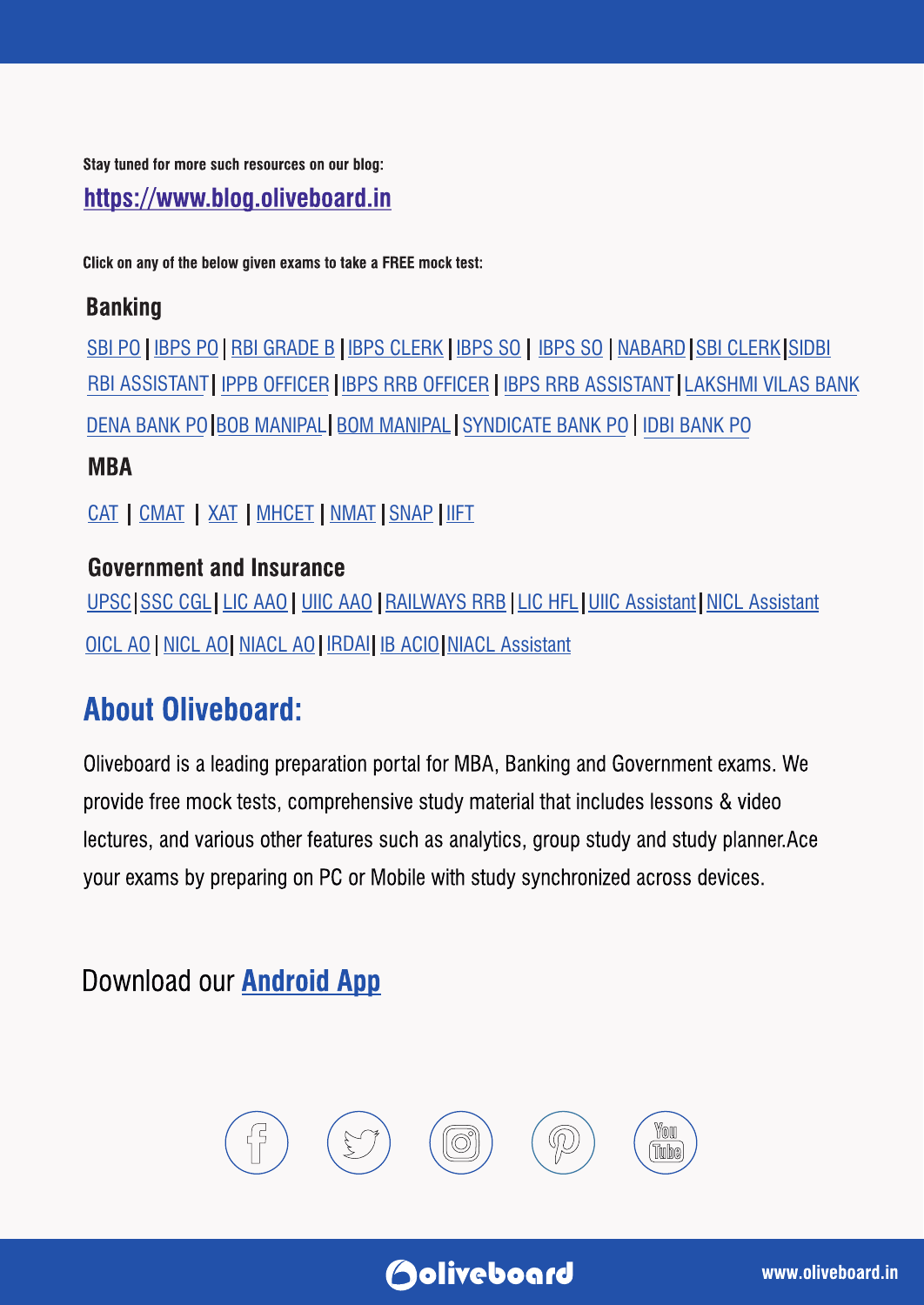Stay tuned for more such resources on our blog:

https://www.blog.oliveboard.in

Click on any of the below given exams to take a FREE mock test:

### Banking

SBI PO | IBPS PO | RBI GRADE B | IBPS CLERK | IBPS SO | IBPS SO | NABARD | SBI CLERK | SIDBI
RBI ASSISTANT | IPPB OFFICER | IBPS RRB OFFICER | IBPS RRB ASSISTANT | LAKSHMI VILAS BANK
DENA BANK PO | BOB MANIPAL | BOM MANIPAL | SYNDICATE BANK PO | IDBI BANK PO

### MBA

CAT | CMAT | XAT | MHCET | NMAT | SNAP | IIFT

### Government and Insurance

UPSC | SSC CGL | LIC AAO | UIIC AAO | RAILWAYS RRB | LIC HFL | UIIC Assistant | NICL Assistant
OICL AO | NICL AO | NIACL AO | IRDAI | IB ACIO | NIACL Assistant

## About Oliveboard:

Oliveboard is a leading preparation portal for MBA, Banking and Government exams. We provide free mock tests, comprehensive study material that includes lessons & video lectures, and various other features such as analytics, group study and study planner.Ace your exams by preparing on PC or Mobile with study synchronized across devices.

Download our **Android App**